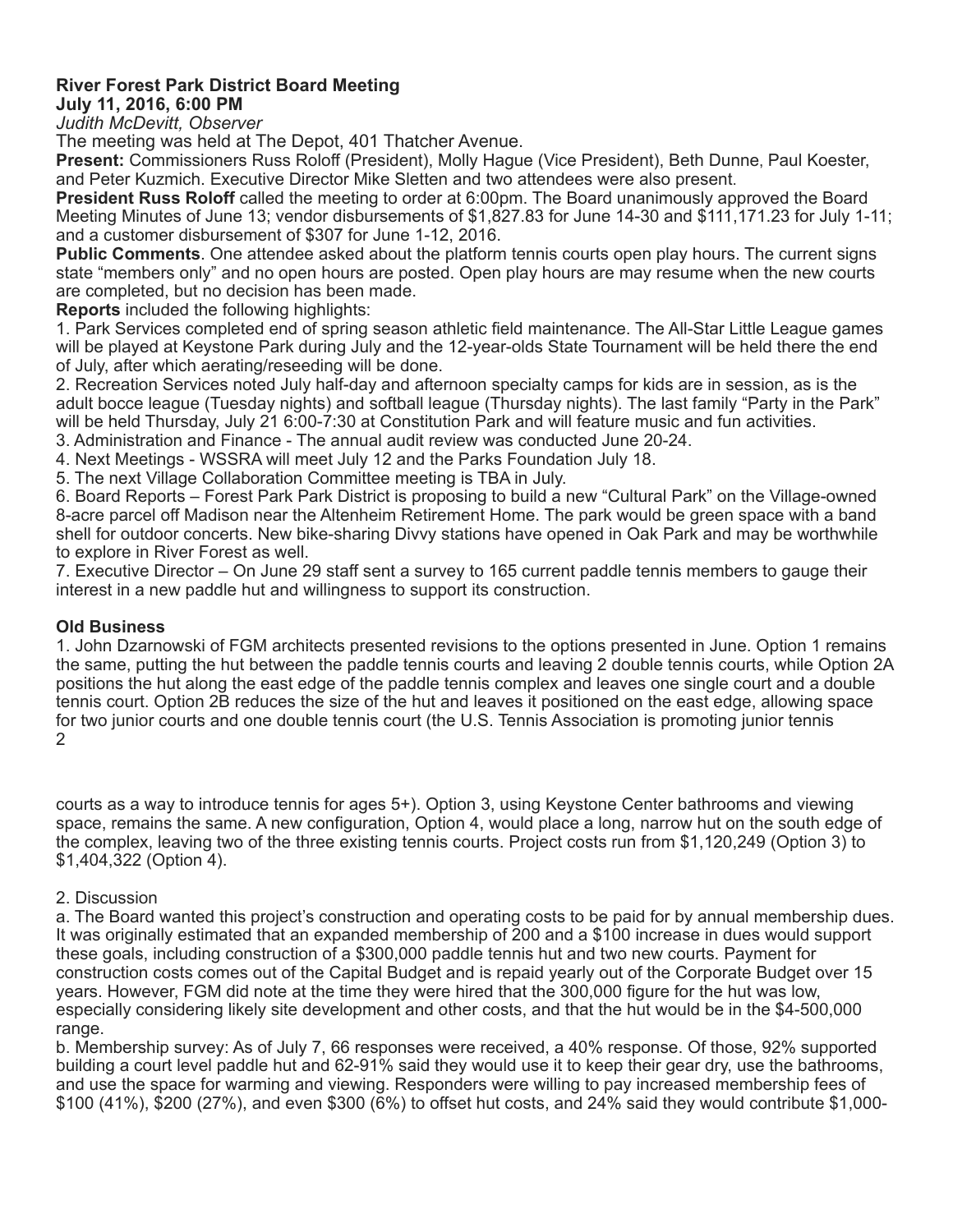**River Forest Park District Board Meeting**
**July 11, 2016, 6:00 PM**
*Judith McDevitt, Observer*

The meeting was held at The Depot, 401 Thatcher Avenue.

**Present:** Commissioners Russ Roloff (President), Molly Hague (Vice President), Beth Dunne, Paul Koester, and Peter Kuzmich. Executive Director Mike Sletten and two attendees were also present.

**President Russ Roloff** called the meeting to order at 6:00pm. The Board unanimously approved the Board Meeting Minutes of June 13; vendor disbursements of $1,827.83 for June 14-30 and $111,171.23 for July 1-11; and a customer disbursement of $307 for June 1-12, 2016.

**Public Comments**. One attendee asked about the platform tennis courts open play hours. The current signs state "members only" and no open hours are posted. Open play hours are may resume when the new courts are completed, but no decision has been made.

**Reports** included the following highlights:

1. Park Services completed end of spring season athletic field maintenance. The All-Star Little League games will be played at Keystone Park during July and the 12-year-olds State Tournament will be held there the end of July, after which aerating/reseeding will be done.
2. Recreation Services noted July half-day and afternoon specialty camps for kids are in session, as is the adult bocce league (Tuesday nights) and softball league (Thursday nights). The last family "Party in the Park" will be held Thursday, July 21 6:00-7:30 at Constitution Park and will feature music and fun activities.
3. Administration and Finance - The annual audit review was conducted June 20-24.
4. Next Meetings - WSSRA will meet July 12 and the Parks Foundation July 18.
5. The next Village Collaboration Committee meeting is TBA in July.
6. Board Reports – Forest Park Park District is proposing to build a new "Cultural Park" on the Village-owned 8-acre parcel off Madison near the Altenheim Retirement Home. The park would be green space with a band shell for outdoor concerts. New bike-sharing Divvy stations have opened in Oak Park and may be worthwhile to explore in River Forest as well.
7. Executive Director – On June 29 staff sent a survey to 165 current paddle tennis members to gauge their interest in a new paddle hut and willingness to support its construction.

**Old Business**

1. John Dzarnowski of FGM architects presented revisions to the options presented in June. Option 1 remains the same, putting the hut between the paddle tennis courts and leaving 2 double tennis courts, while Option 2A positions the hut along the east edge of the paddle tennis complex and leaves one single court and a double tennis court. Option 2B reduces the size of the hut and leaves it positioned on the east edge, allowing space for two junior courts and one double tennis court (the U.S. Tennis Association is promoting junior tennis courts as a way to introduce tennis for ages 5+). Option 3, using Keystone Center bathrooms and viewing space, remains the same. A new configuration, Option 4, would place a long, narrow hut on the south edge of the complex, leaving two of the three existing tennis courts. Project costs run from $1,120,249 (Option 3) to $1,404,322 (Option 4).

2. Discussion

a. The Board wanted this project's construction and operating costs to be paid for by annual membership dues. It was originally estimated that an expanded membership of 200 and a $100 increase in dues would support these goals, including construction of a $300,000 paddle tennis hut and two new courts. Payment for construction costs comes out of the Capital Budget and is repaid yearly out of the Corporate Budget over 15 years. However, FGM did note at the time they were hired that the 300,000 figure for the hut was low, especially considering likely site development and other costs, and that the hut would be in the $4-500,000 range.

b. Membership survey: As of July 7, 66 responses were received, a 40% response. Of those, 92% supported building a court level paddle hut and 62-91% said they would use it to keep their gear dry, use the bathrooms, and use the space for warming and viewing. Responders were willing to pay increased membership fees of $100 (41%), $200 (27%), and even $300 (6%) to offset hut costs, and 24% said they would contribute $1,000-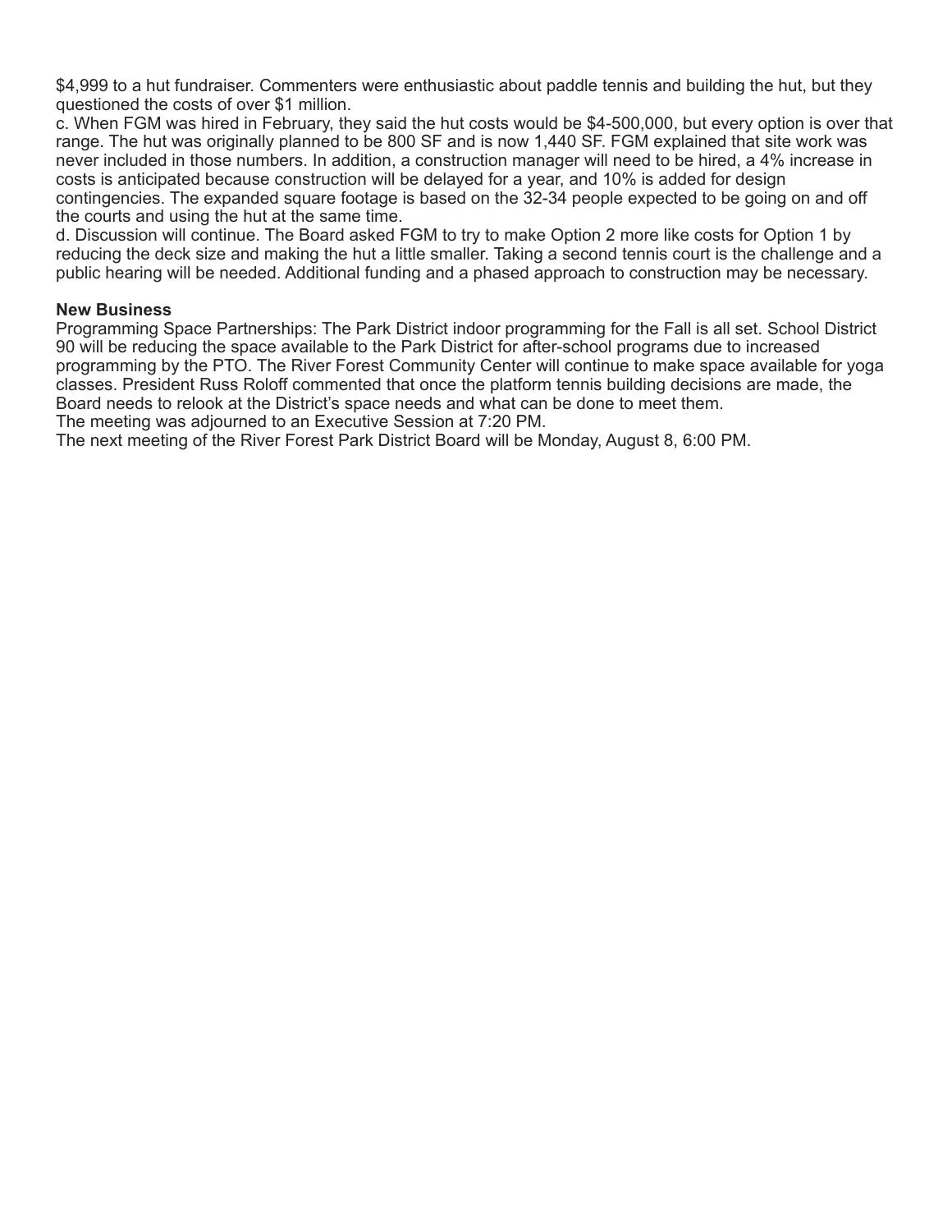$4,999 to a hut fundraiser. Commenters were enthusiastic about paddle tennis and building the hut, but they questioned the costs of over $1 million.

c. When FGM was hired in February, they said the hut costs would be $4-500,000, but every option is over that range. The hut was originally planned to be 800 SF and is now 1,440 SF. FGM explained that site work was never included in those numbers. In addition, a construction manager will need to be hired, a 4% increase in costs is anticipated because construction will be delayed for a year, and 10% is added for design contingencies. The expanded square footage is based on the 32-34 people expected to be going on and off the courts and using the hut at the same time.

d. Discussion will continue. The Board asked FGM to try to make Option 2 more like costs for Option 1 by reducing the deck size and making the hut a little smaller. Taking a second tennis court is the challenge and a public hearing will be needed. Additional funding and a phased approach to construction may be necessary.

**New Business**

Programming Space Partnerships: The Park District indoor programming for the Fall is all set. School District 90 will be reducing the space available to the Park District for after-school programs due to increased programming by the PTO. The River Forest Community Center will continue to make space available for yoga classes. President Russ Roloff commented that once the platform tennis building decisions are made, the Board needs to relook at the District's space needs and what can be done to meet them.

The meeting was adjourned to an Executive Session at 7:20 PM.

The next meeting of the River Forest Park District Board will be Monday, August 8, 6:00 PM.